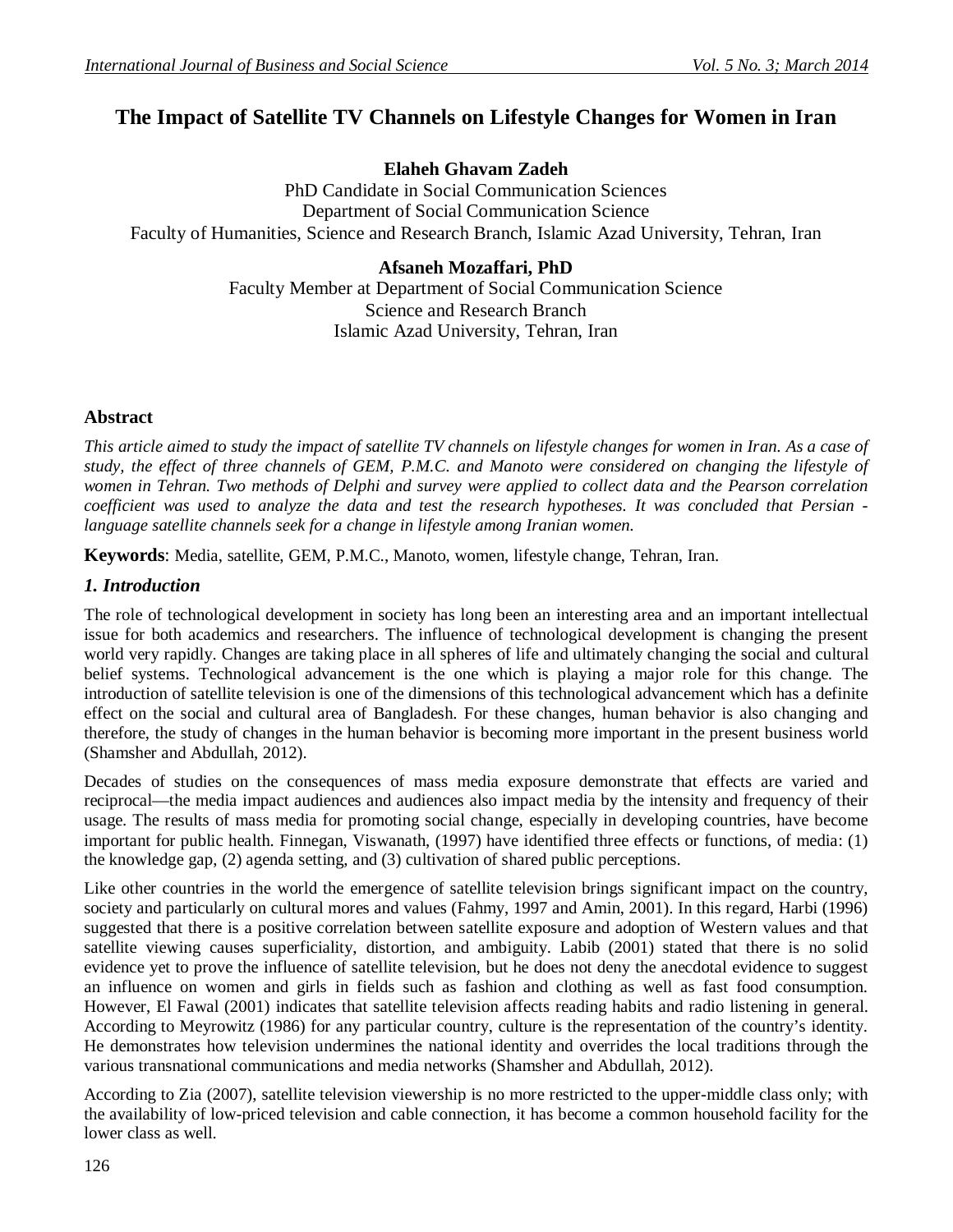# The Impact of Satellite TV Channels on Lifestyle Changes for Women in Iran

**Elaheh Ghavam Zadeh**

PhD Candidate in Social Communication Sciences
Department of Social Communication Science
Faculty of Humanities, Science and Research Branch, Islamic Azad University, Tehran, Iran

**Afsaneh Mozaffari, PhD**

Faculty Member at Department of Social Communication Science
Science and Research Branch
Islamic Azad University, Tehran, Iran

## Abstract

*This article aimed to study the impact of satellite TV channels on lifestyle changes for women in Iran. As a case of study, the effect of three channels of GEM, P.M.C. and Manoto were considered on changing the lifestyle of women in Tehran. Two methods of Delphi and survey were applied to collect data and the Pearson correlation coefficient was used to analyze the data and test the research hypotheses. It was concluded that Persian - language satellite channels seek for a change in lifestyle among Iranian women.*

**Keywords**: Media, satellite, GEM, P.M.C., Manoto, women, lifestyle change, Tehran, Iran.

## *1. Introduction*

The role of technological development in society has long been an interesting area and an important intellectual issue for both academics and researchers. The influence of technological development is changing the present world very rapidly. Changes are taking place in all spheres of life and ultimately changing the social and cultural belief systems. Technological advancement is the one which is playing a major role for this change. The introduction of satellite television is one of the dimensions of this technological advancement which has a definite effect on the social and cultural area of Bangladesh. For these changes, human behavior is also changing and therefore, the study of changes in the human behavior is becoming more important in the present business world (Shamsher and Abdullah, 2012).

Decades of studies on the consequences of mass media exposure demonstrate that effects are varied and reciprocal—the media impact audiences and audiences also impact media by the intensity and frequency of their usage. The results of mass media for promoting social change, especially in developing countries, have become important for public health. Finnegan, Viswanath, (1997) have identified three effects or functions, of media: (1) the knowledge gap, (2) agenda setting, and (3) cultivation of shared public perceptions.

Like other countries in the world the emergence of satellite television brings significant impact on the country, society and particularly on cultural mores and values (Fahmy, 1997 and Amin, 2001). In this regard, Harbi (1996) suggested that there is a positive correlation between satellite exposure and adoption of Western values and that satellite viewing causes superficiality, distortion, and ambiguity. Labib (2001) stated that there is no solid evidence yet to prove the influence of satellite television, but he does not deny the anecdotal evidence to suggest an influence on women and girls in fields such as fashion and clothing as well as fast food consumption. However, El Fawal (2001) indicates that satellite television affects reading habits and radio listening in general. According to Meyrowitz (1986) for any particular country, culture is the representation of the country's identity. He demonstrates how television undermines the national identity and overrides the local traditions through the various transnational communications and media networks (Shamsher and Abdullah, 2012).

According to Zia (2007), satellite television viewership is no more restricted to the upper-middle class only; with the availability of low-priced television and cable connection, it has become a common household facility for the lower class as well.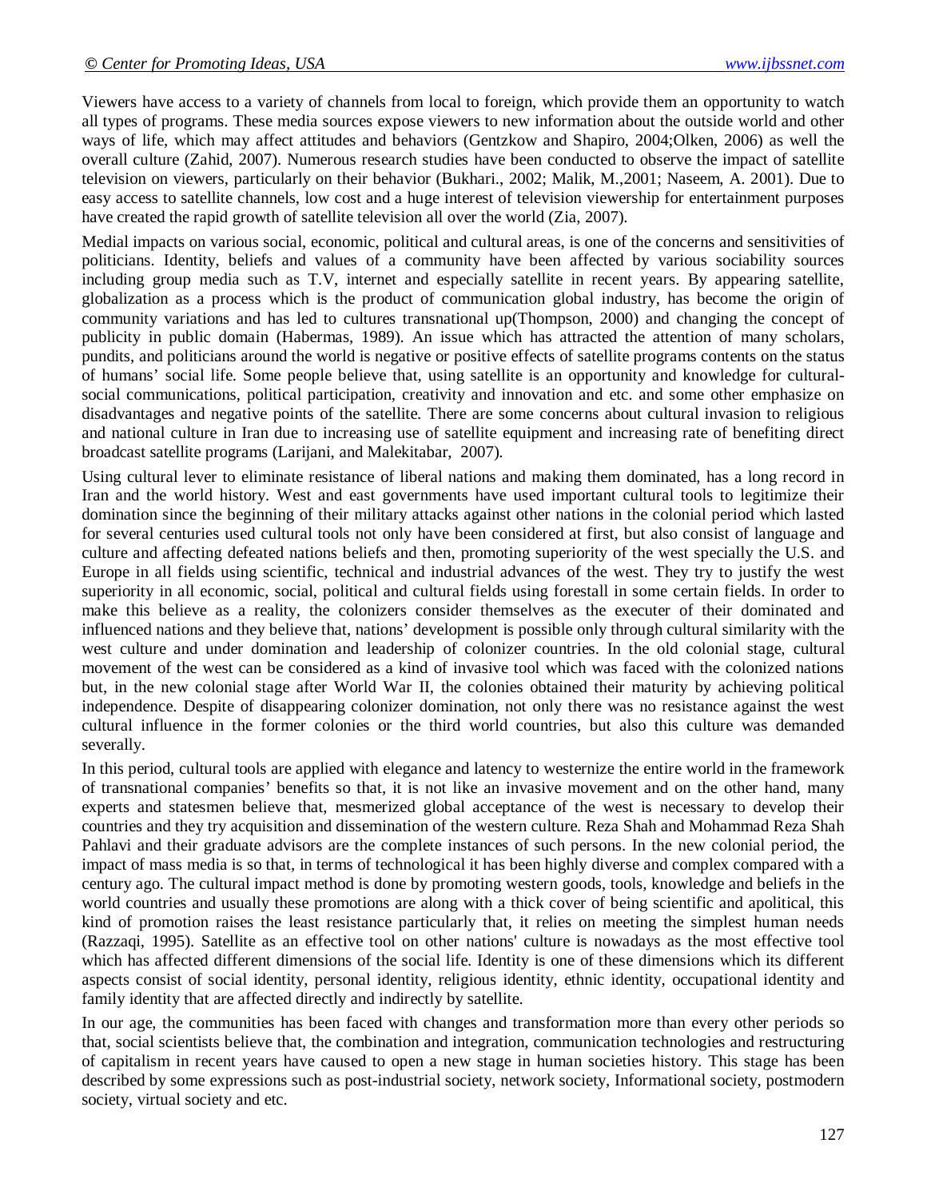Viewers have access to a variety of channels from local to foreign, which provide them an opportunity to watch all types of programs. These media sources expose viewers to new information about the outside world and other ways of life, which may affect attitudes and behaviors (Gentzkow and Shapiro, 2004;Olken, 2006) as well the overall culture (Zahid, 2007). Numerous research studies have been conducted to observe the impact of satellite television on viewers, particularly on their behavior (Bukhari., 2002; Malik, M.,2001; Naseem, A. 2001). Due to easy access to satellite channels, low cost and a huge interest of television viewership for entertainment purposes have created the rapid growth of satellite television all over the world (Zia, 2007).

Medial impacts on various social, economic, political and cultural areas, is one of the concerns and sensitivities of politicians. Identity, beliefs and values of a community have been affected by various sociability sources including group media such as T.V, internet and especially satellite in recent years. By appearing satellite, globalization as a process which is the product of communication global industry, has become the origin of community variations and has led to cultures transnational up(Thompson, 2000) and changing the concept of publicity in public domain (Habermas, 1989). An issue which has attracted the attention of many scholars, pundits, and politicians around the world is negative or positive effects of satellite programs contents on the status of humans' social life. Some people believe that, using satellite is an opportunity and knowledge for cultural-social communications, political participation, creativity and innovation and etc. and some other emphasize on disadvantages and negative points of the satellite. There are some concerns about cultural invasion to religious and national culture in Iran due to increasing use of satellite equipment and increasing rate of benefiting direct broadcast satellite programs (Larijani, and Malekitabar, 2007).

Using cultural lever to eliminate resistance of liberal nations and making them dominated, has a long record in Iran and the world history. West and east governments have used important cultural tools to legitimize their domination since the beginning of their military attacks against other nations in the colonial period which lasted for several centuries used cultural tools not only have been considered at first, but also consist of language and culture and affecting defeated nations beliefs and then, promoting superiority of the west specially the U.S. and Europe in all fields using scientific, technical and industrial advances of the west. They try to justify the west superiority in all economic, social, political and cultural fields using forestall in some certain fields. In order to make this believe as a reality, the colonizers consider themselves as the executer of their dominated and influenced nations and they believe that, nations' development is possible only through cultural similarity with the west culture and under domination and leadership of colonizer countries. In the old colonial stage, cultural movement of the west can be considered as a kind of invasive tool which was faced with the colonized nations but, in the new colonial stage after World War II, the colonies obtained their maturity by achieving political independence. Despite of disappearing colonizer domination, not only there was no resistance against the west cultural influence in the former colonies or the third world countries, but also this culture was demanded severally.

In this period, cultural tools are applied with elegance and latency to westernize the entire world in the framework of transnational companies' benefits so that, it is not like an invasive movement and on the other hand, many experts and statesmen believe that, mesmerized global acceptance of the west is necessary to develop their countries and they try acquisition and dissemination of the western culture. Reza Shah and Mohammad Reza Shah Pahlavi and their graduate advisors are the complete instances of such persons. In the new colonial period, the impact of mass media is so that, in terms of technological it has been highly diverse and complex compared with a century ago. The cultural impact method is done by promoting western goods, tools, knowledge and beliefs in the world countries and usually these promotions are along with a thick cover of being scientific and apolitical, this kind of promotion raises the least resistance particularly that, it relies on meeting the simplest human needs (Razzaqi, 1995). Satellite as an effective tool on other nations' culture is nowadays as the most effective tool which has affected different dimensions of the social life. Identity is one of these dimensions which its different aspects consist of social identity, personal identity, religious identity, ethnic identity, occupational identity and family identity that are affected directly and indirectly by satellite.

In our age, the communities has been faced with changes and transformation more than every other periods so that, social scientists believe that, the combination and integration, communication technologies and restructuring of capitalism in recent years have caused to open a new stage in human societies history. This stage has been described by some expressions such as post-industrial society, network society, Informational society, postmodern society, virtual society and etc.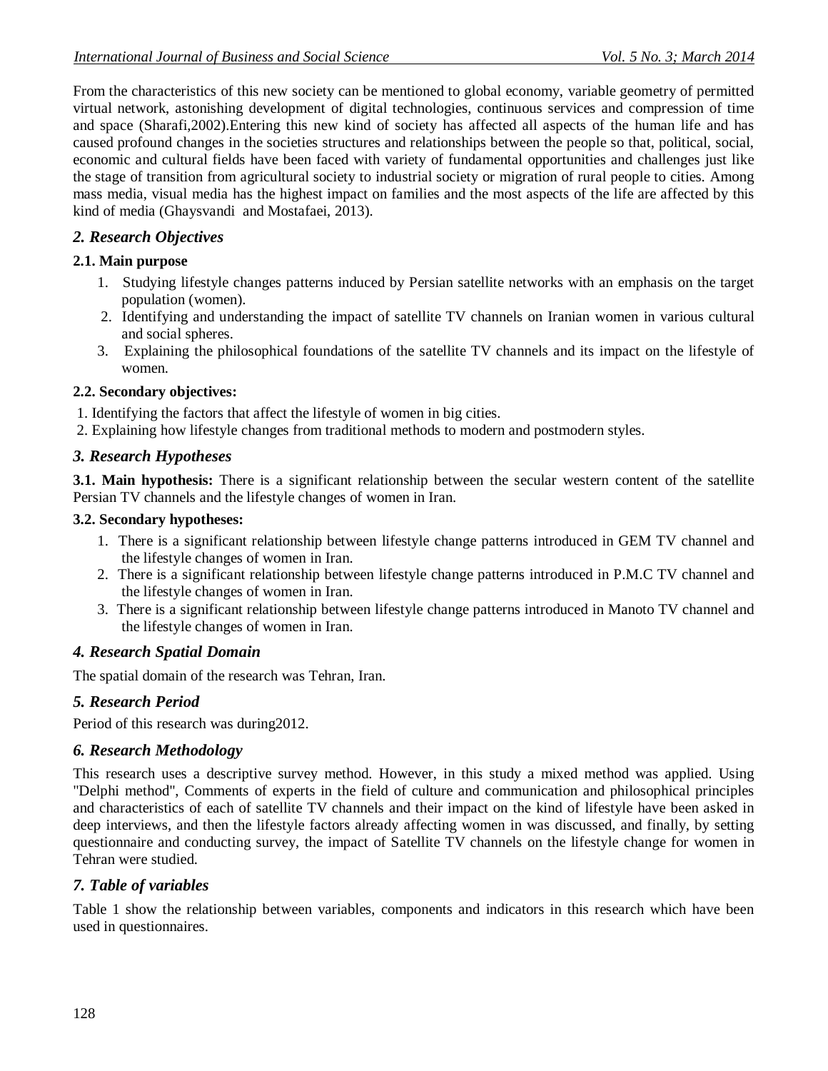From the characteristics of this new society can be mentioned to global economy, variable geometry of permitted virtual network, astonishing development of digital technologies, continuous services and compression of time and space (Sharafi,2002).Entering this new kind of society has affected all aspects of the human life and has caused profound changes in the societies structures and relationships between the people so that, political, social, economic and cultural fields have been faced with variety of fundamental opportunities and challenges just like the stage of transition from agricultural society to industrial society or migration of rural people to cities. Among mass media, visual media has the highest impact on families and the most aspects of the life are affected by this kind of media (Ghaysvandi and Mostafaei, 2013).

## *2. Research Objectives*

### 2.1. Main purpose

1. Studying lifestyle changes patterns induced by Persian satellite networks with an emphasis on the target population (women).
2. Identifying and understanding the impact of satellite TV channels on Iranian women in various cultural and social spheres.
3. Explaining the philosophical foundations of the satellite TV channels and its impact on the lifestyle of women.

### 2.2. Secondary objectives:

1. Identifying the factors that affect the lifestyle of women in big cities.
2. Explaining how lifestyle changes from traditional methods to modern and postmodern styles.

## *3. Research Hypotheses*

**3.1. Main hypothesis:** There is a significant relationship between the secular western content of the satellite Persian TV channels and the lifestyle changes of women in Iran.

### 3.2. Secondary hypotheses:

1. There is a significant relationship between lifestyle change patterns introduced in GEM TV channel and the lifestyle changes of women in Iran.
2. There is a significant relationship between lifestyle change patterns introduced in P.M.C TV channel and the lifestyle changes of women in Iran.
3. There is a significant relationship between lifestyle change patterns introduced in Manoto TV channel and the lifestyle changes of women in Iran.

## *4. Research Spatial Domain*

The spatial domain of the research was Tehran, Iran.

## *5. Research Period*

Period of this research was during2012.

## *6. Research Methodology*

This research uses a descriptive survey method. However, in this study a mixed method was applied. Using "Delphi method", Comments of experts in the field of culture and communication and philosophical principles and characteristics of each of satellite TV channels and their impact on the kind of lifestyle have been asked in deep interviews, and then the lifestyle factors already affecting women in was discussed, and finally, by setting questionnaire and conducting survey, the impact of Satellite TV channels on the lifestyle change for women in Tehran were studied.

## *7. Table of variables*

Table 1 show the relationship between variables, components and indicators in this research which have been used in questionnaires.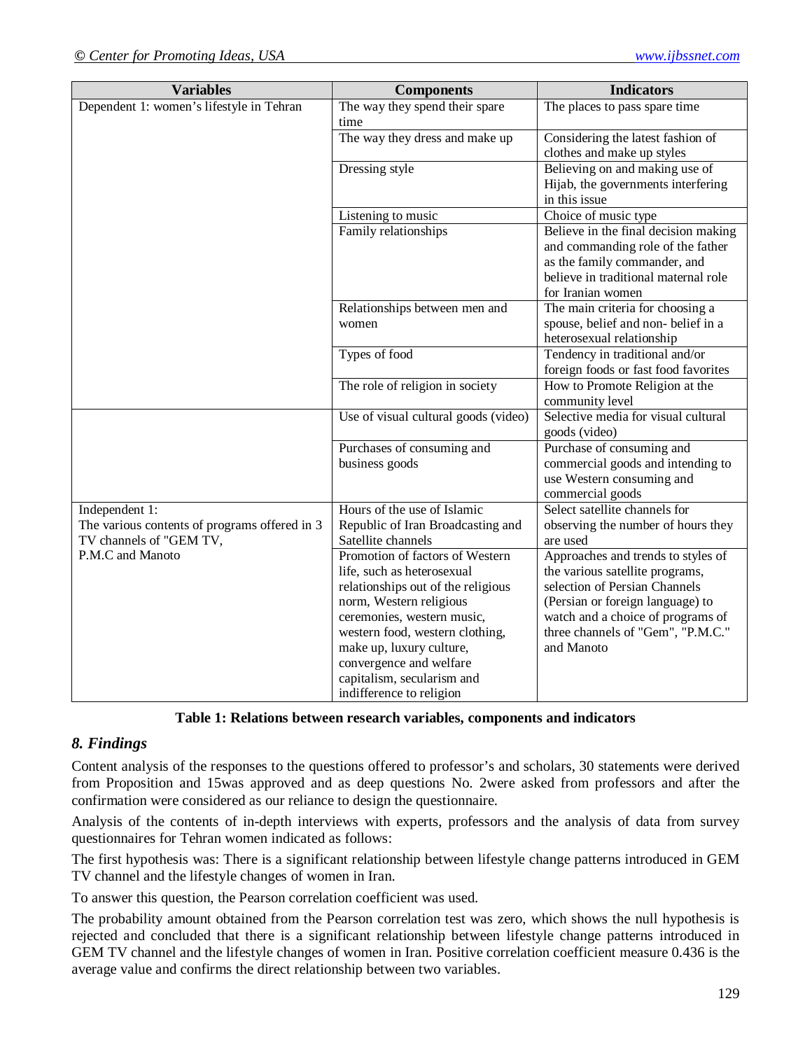| Variables | Components | Indicators |
|---|---|---|
| Dependent 1: women's lifestyle in Tehran | The way they spend their spare time | The places to pass spare time |
| | The way they dress and make up | Considering the latest fashion of clothes and make up styles |
| | Dressing style | Believing on and making use of Hijab, the governments interfering in this issue |
| | Listening to music | Choice of music type |
| | Family relationships | Believe in the final decision making and commanding role of the father as the family commander, and believe in traditional maternal role for Iranian women |
| | Relationships between men and women | The main criteria for choosing a spouse, belief and non- belief in a heterosexual relationship |
| | Types of food | Tendency in traditional and/or foreign foods or fast food favorites |
| | The role of religion in society | How to Promote Religion at the community level |
| | Use of visual cultural goods (video) | Selective media for visual cultural goods (video) |
| | Purchases of consuming and business goods | Purchase of consuming and commercial goods and intending to use Western consuming and commercial goods |
| Independent 1: The various contents of programs offered in 3 TV channels of "GEM TV, P.M.C and Manoto | Hours of the use of Islamic Republic of Iran Broadcasting and Satellite channels | Select satellite channels for observing the number of hours they are used |
| | Promotion of factors of Western life, such as heterosexual relationships out of the religious norm, Western religious ceremonies, western music, western food, western clothing, make up, luxury culture, convergence and welfare capitalism, secularism and indifference to religion | Approaches and trends to styles of the various satellite programs, selection of Persian Channels (Persian or foreign language) to watch and a choice of programs of three channels of "Gem", "P.M.C." and Manoto |

**Table 1: Relations between research variables, components and indicators**

## *8. Findings*

Content analysis of the responses to the questions offered to professor's and scholars, 30 statements were derived from Proposition and 15was approved and as deep questions No. 2were asked from professors and after the confirmation were considered as our reliance to design the questionnaire.

Analysis of the contents of in-depth interviews with experts, professors and the analysis of data from survey questionnaires for Tehran women indicated as follows:

The first hypothesis was: There is a significant relationship between lifestyle change patterns introduced in GEM TV channel and the lifestyle changes of women in Iran.

To answer this question, the Pearson correlation coefficient was used.

The probability amount obtained from the Pearson correlation test was zero, which shows the null hypothesis is rejected and concluded that there is a significant relationship between lifestyle change patterns introduced in GEM TV channel and the lifestyle changes of women in Iran. Positive correlation coefficient measure 0.436 is the average value and confirms the direct relationship between two variables.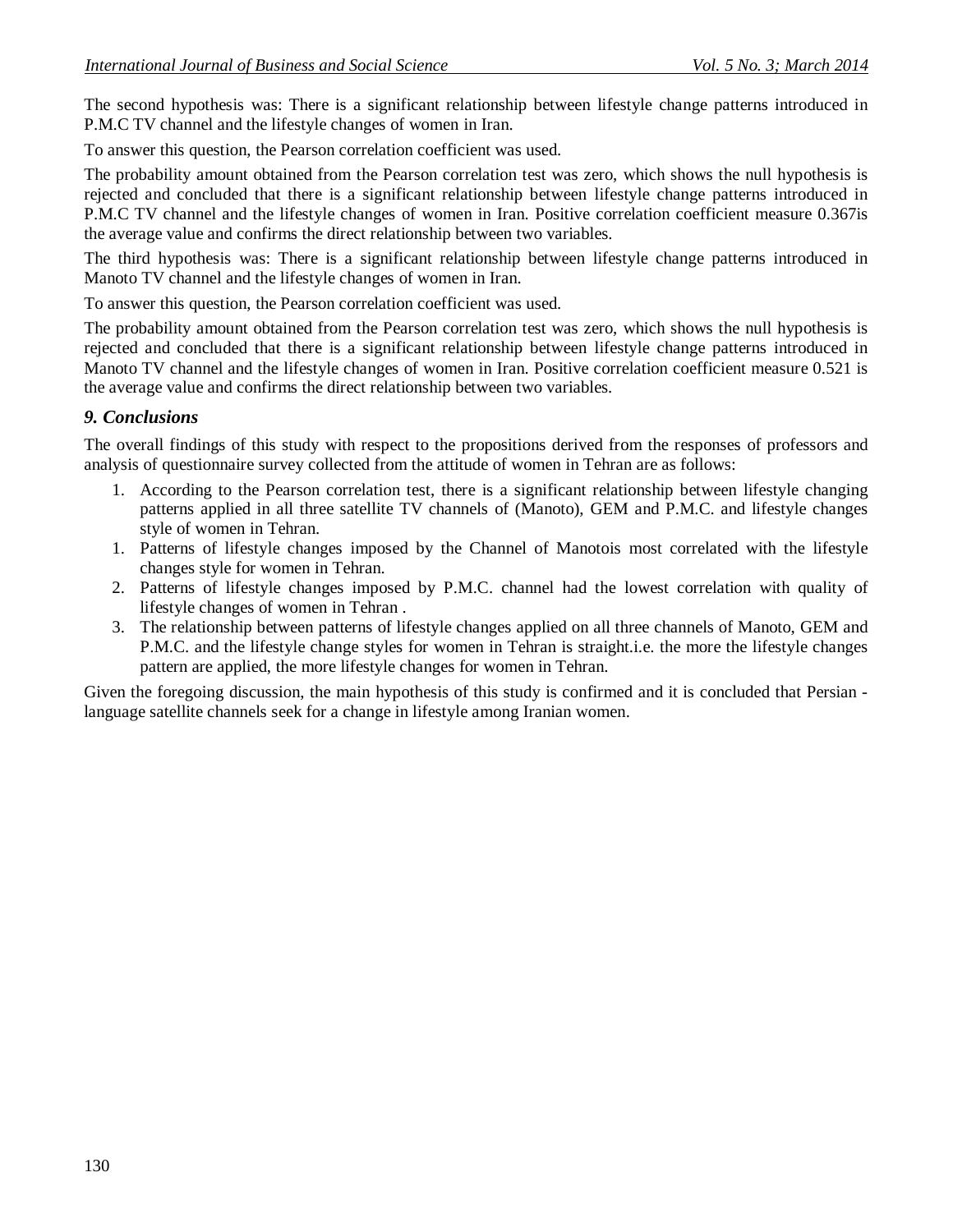The second hypothesis was: There is a significant relationship between lifestyle change patterns introduced in P.M.C TV channel and the lifestyle changes of women in Iran.

To answer this question, the Pearson correlation coefficient was used.

The probability amount obtained from the Pearson correlation test was zero, which shows the null hypothesis is rejected and concluded that there is a significant relationship between lifestyle change patterns introduced in P.M.C TV channel and the lifestyle changes of women in Iran. Positive correlation coefficient measure 0.367is the average value and confirms the direct relationship between two variables.

The third hypothesis was: There is a significant relationship between lifestyle change patterns introduced in Manoto TV channel and the lifestyle changes of women in Iran.

To answer this question, the Pearson correlation coefficient was used.

The probability amount obtained from the Pearson correlation test was zero, which shows the null hypothesis is rejected and concluded that there is a significant relationship between lifestyle change patterns introduced in Manoto TV channel and the lifestyle changes of women in Iran. Positive correlation coefficient measure 0.521 is the average value and confirms the direct relationship between two variables.

## *9. Conclusions*

The overall findings of this study with respect to the propositions derived from the responses of professors and analysis of questionnaire survey collected from the attitude of women in Tehran are as follows:

1. According to the Pearson correlation test, there is a significant relationship between lifestyle changing patterns applied in all three satellite TV channels of (Manoto), GEM and P.M.C. and lifestyle changes style of women in Tehran.
1. Patterns of lifestyle changes imposed by the Channel of Manotois most correlated with the lifestyle changes style for women in Tehran.
2. Patterns of lifestyle changes imposed by P.M.C. channel had the lowest correlation with quality of lifestyle changes of women in Tehran .
3. The relationship between patterns of lifestyle changes applied on all three channels of Manoto, GEM and P.M.C. and the lifestyle change styles for women in Tehran is straight.i.e. the more the lifestyle changes pattern are applied, the more lifestyle changes for women in Tehran.

Given the foregoing discussion, the main hypothesis of this study is confirmed and it is concluded that Persian - language satellite channels seek for a change in lifestyle among Iranian women.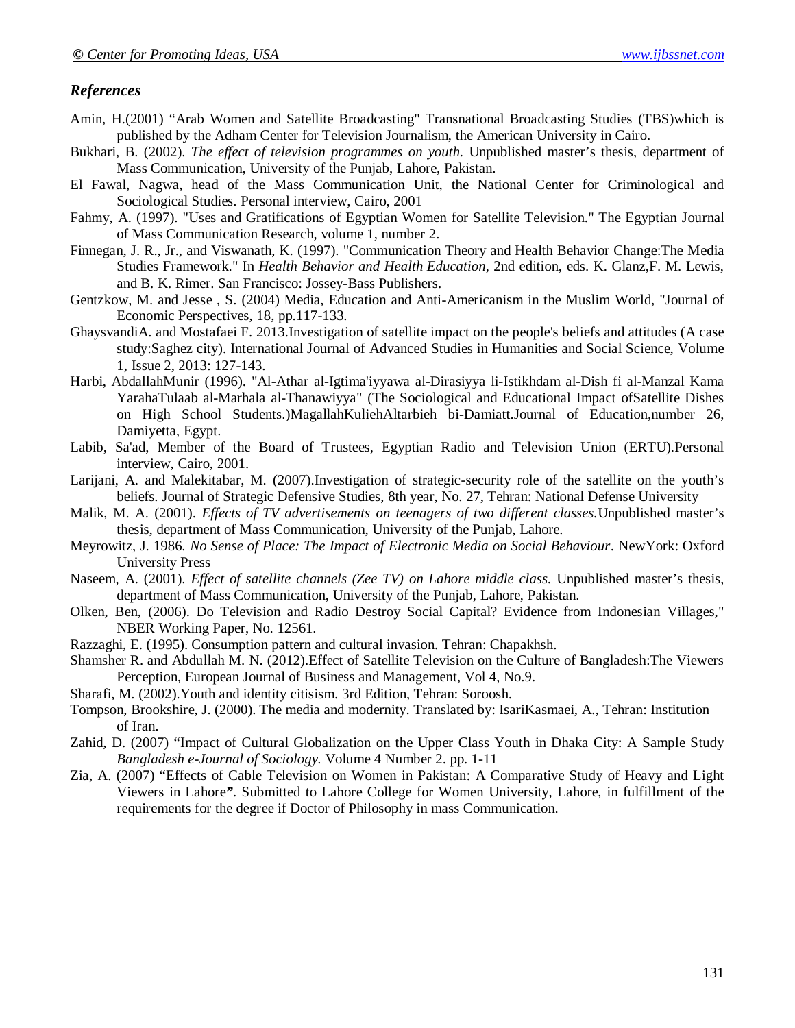## *References*

Amin, H.(2001) “Arab Women and Satellite Broadcasting" Transnational Broadcasting Studies (TBS)which is published by the Adham Center for Television Journalism, the American University in Cairo.

Bukhari, B. (2002). *The effect of television programmes on youth.* Unpublished master’s thesis, department of Mass Communication, University of the Punjab, Lahore, Pakistan.

El Fawal, Nagwa, head of the Mass Communication Unit, the National Center for Criminological and Sociological Studies. Personal interview, Cairo, 2001

Fahmy, A. (1997). "Uses and Gratifications of Egyptian Women for Satellite Television." The Egyptian Journal of Mass Communication Research, volume 1, number 2.

Finnegan, J. R., Jr., and Viswanath, K. (1997). "Communication Theory and Health Behavior Change:The Media Studies Framework." In *Health Behavior and Health Education*, 2nd edition, eds. K. Glanz,F. M. Lewis, and B. K. Rimer. San Francisco: Jossey-Bass Publishers.

Gentzkow, M. and Jesse , S. (2004) Media, Education and Anti-Americanism in the Muslim World, "Journal of Economic Perspectives, 18, pp.117-133.

GhaysvandiA. and Mostafaei F. 2013.Investigation of satellite impact on the people's beliefs and attitudes (A case study:Saghez city). International Journal of Advanced Studies in Humanities and Social Science, Volume 1, Issue 2, 2013: 127-143.

Harbi, AbdallahMunir (1996). "Al-Athar al-Igtima'iyyawa al-Dirasiyya li-Istikhdam al-Dish fi al-Manzal Kama YarahaTulaab al-Marhala al-Thanawiyya" (The Sociological and Educational Impact ofSatellite Dishes on High School Students.)MagallahKuliehAltarbieh bi-Damiatt.Journal of Education,number 26, Damiyetta, Egypt.

Labib, Sa'ad, Member of the Board of Trustees, Egyptian Radio and Television Union (ERTU).Personal interview, Cairo, 2001.

Larijani, A. and Malekitabar, M. (2007).Investigation of strategic-security role of the satellite on the youth’s beliefs. Journal of Strategic Defensive Studies, 8th year, No. 27, Tehran: National Defense University

Malik, M. A. (2001). *Effects of TV advertisements on teenagers of two different classes.*Unpublished master’s thesis, department of Mass Communication, University of the Punjab, Lahore.

Meyrowitz, J. 1986. *No Sense of Place: The Impact of Electronic Media on Social Behaviour*. NewYork: Oxford University Press

Naseem, A. (2001). *Effect of satellite channels (Zee TV) on Lahore middle class.* Unpublished master’s thesis, department of Mass Communication, University of the Punjab, Lahore, Pakistan.

Olken, Ben, (2006). Do Television and Radio Destroy Social Capital? Evidence from Indonesian Villages," NBER Working Paper, No. 12561.

Razzaghi, E. (1995). Consumption pattern and cultural invasion. Tehran: Chapakhsh.

Shamsher R. and Abdullah M. N. (2012).Effect of Satellite Television on the Culture of Bangladesh:The Viewers Perception, European Journal of Business and Management, Vol 4, No.9.

Sharafi, M. (2002).Youth and identity citisism. 3rd Edition, Tehran: Soroosh.

Tompson, Brookshire, J. (2000). The media and modernity. Translated by: IsariKasmaei, A., Tehran: Institution of Iran.

Zahid, D. (2007) “Impact of Cultural Globalization on the Upper Class Youth in Dhaka City: A Sample Study *Bangladesh e-Journal of Sociology.* Volume 4 Number 2. pp. 1-11

Zia, A. (2007) “Effects of Cable Television on Women in Pakistan: A Comparative Study of Heavy and Light Viewers in Lahore**”**. Submitted to Lahore College for Women University, Lahore, in fulfillment of the requirements for the degree if Doctor of Philosophy in mass Communication.